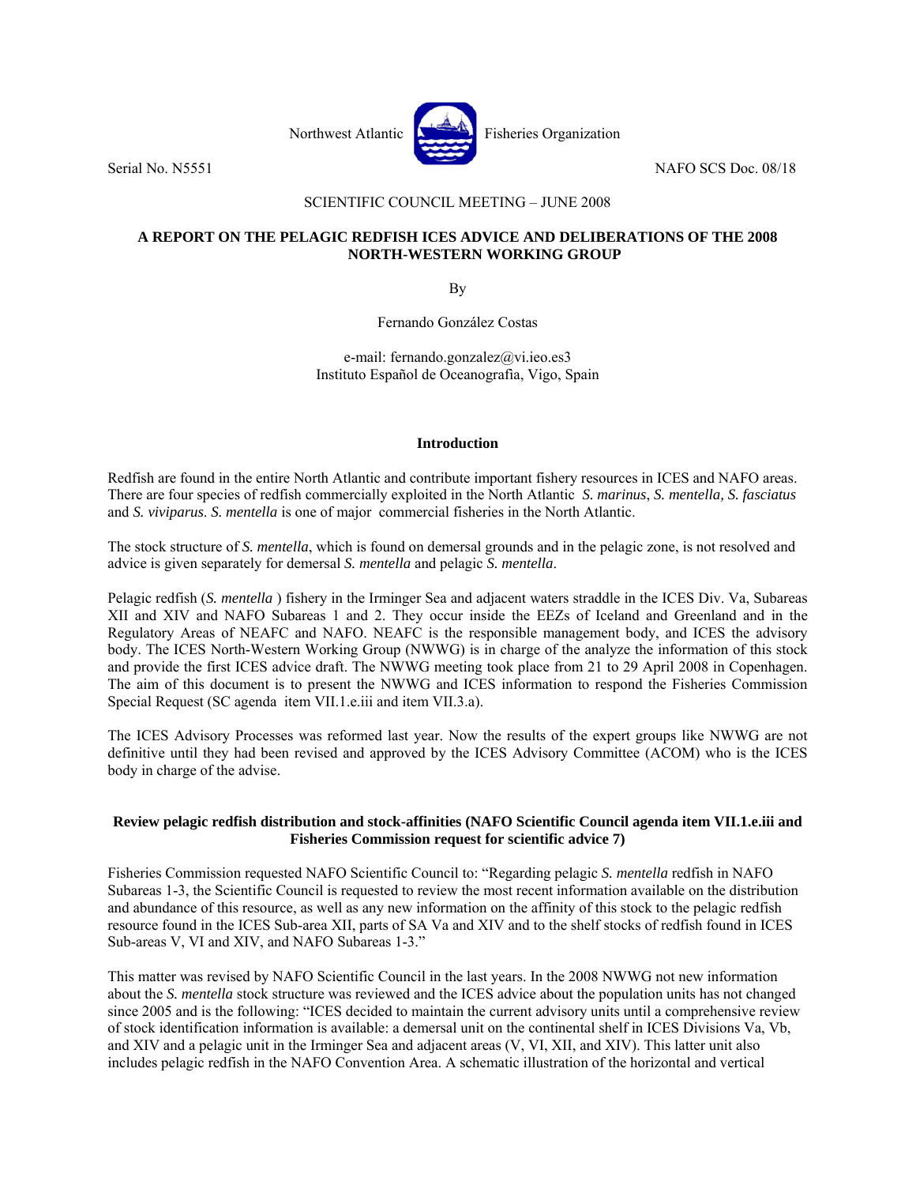Northwest Atlantic Fisheries Organization

Serial No. N5551 NAFO SCS Doc. 08/18

SCIENTIFIC COUNCIL MEETING – JUNE 2008

**A REPORT ON THE PELAGIC REDFISH ICES ADVICE AND DELIBERATIONS OF THE 2008 NORTH-WESTERN WORKING GROUP**

By

Fernando González Costas

e-mail: fernando.gonzalez@vi.ieo.es3
Instituto Español de Oceanografía, Vigo, Spain

## Introduction

Redfish are found in the entire North Atlantic and contribute important fishery resources in ICES and NAFO areas. There are four species of redfish commercially exploited in the North Atlantic *S. marinus*, *S. mentella, S. fasciatus* and *S. viviparus*. *S. mentella* is one of major commercial fisheries in the North Atlantic.

The stock structure of *S. mentella*, which is found on demersal grounds and in the pelagic zone, is not resolved and advice is given separately for demersal *S. mentella* and pelagic *S. mentella*.

Pelagic redfish (*S. mentella* ) fishery in the Irminger Sea and adjacent waters straddle in the ICES Div. Va, Subareas XII and XIV and NAFO Subareas 1 and 2. They occur inside the EEZs of Iceland and Greenland and in the Regulatory Areas of NEAFC and NAFO. NEAFC is the responsible management body, and ICES the advisory body. The ICES North-Western Working Group (NWWG) is in charge of the analyze the information of this stock and provide the first ICES advice draft. The NWWG meeting took place from 21 to 29 April 2008 in Copenhagen. The aim of this document is to present the NWWG and ICES information to respond the Fisheries Commission Special Request (SC agenda item VII.1.e.iii and item VII.3.a).

The ICES Advisory Processes was reformed last year. Now the results of the expert groups like NWWG are not definitive until they had been revised and approved by the ICES Advisory Committee (ACOM) who is the ICES body in charge of the advise.

### Review pelagic redfish distribution and stock-affinities (NAFO Scientific Council agenda item VII.1.e.iii and Fisheries Commission request for scientific advice 7)

Fisheries Commission requested NAFO Scientific Council to: "Regarding pelagic *S. mentella* redfish in NAFO Subareas 1-3, the Scientific Council is requested to review the most recent information available on the distribution and abundance of this resource, as well as any new information on the affinity of this stock to the pelagic redfish resource found in the ICES Sub-area XII, parts of SA Va and XIV and to the shelf stocks of redfish found in ICES Sub-areas V, VI and XIV, and NAFO Subareas 1-3."

This matter was revised by NAFO Scientific Council in the last years. In the 2008 NWWG not new information about the *S. mentella* stock structure was reviewed and the ICES advice about the population units has not changed since 2005 and is the following: "ICES decided to maintain the current advisory units until a comprehensive review of stock identification information is available: a demersal unit on the continental shelf in ICES Divisions Va, Vb, and XIV and a pelagic unit in the Irminger Sea and adjacent areas (V, VI, XII, and XIV). This latter unit also includes pelagic redfish in the NAFO Convention Area. A schematic illustration of the horizontal and vertical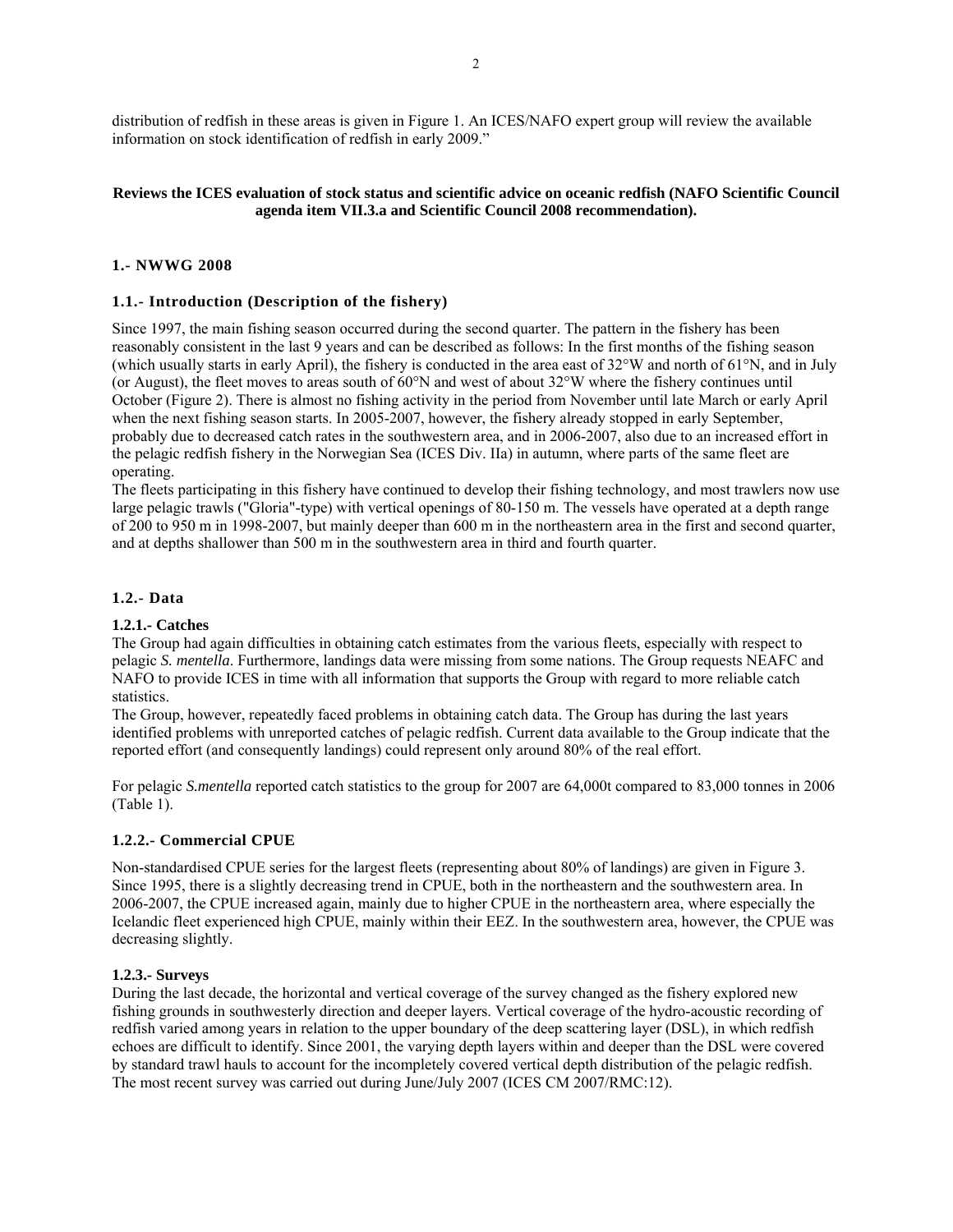distribution of redfish in these areas is given in Figure 1. An ICES/NAFO expert group will review the available information on stock identification of redfish in early 2009."

**Reviews the ICES evaluation of stock status and scientific advice on oceanic redfish (NAFO Scientific Council agenda item VII.3.a and Scientific Council 2008 recommendation).**

## 1.- NWWG 2008

### 1.1.- Introduction (Description of the fishery)

Since 1997, the main fishing season occurred during the second quarter. The pattern in the fishery has been reasonably consistent in the last 9 years and can be described as follows: In the first months of the fishing season (which usually starts in early April), the fishery is conducted in the area east of 32°W and north of 61°N, and in July (or August), the fleet moves to areas south of 60°N and west of about 32°W where the fishery continues until October (Figure 2). There is almost no fishing activity in the period from November until late March or early April when the next fishing season starts. In 2005-2007, however, the fishery already stopped in early September, probably due to decreased catch rates in the southwestern area, and in 2006-2007, also due to an increased effort in the pelagic redfish fishery in the Norwegian Sea (ICES Div. IIa) in autumn, where parts of the same fleet are operating.

The fleets participating in this fishery have continued to develop their fishing technology, and most trawlers now use large pelagic trawls ("Gloria"-type) with vertical openings of 80-150 m. The vessels have operated at a depth range of 200 to 950 m in 1998-2007, but mainly deeper than 600 m in the northeastern area in the first and second quarter, and at depths shallower than 500 m in the southwestern area in third and fourth quarter.

### 1.2.- Data

#### 1.2.1.- Catches

The Group had again difficulties in obtaining catch estimates from the various fleets, especially with respect to pelagic *S. mentella*. Furthermore, landings data were missing from some nations. The Group requests NEAFC and NAFO to provide ICES in time with all information that supports the Group with regard to more reliable catch statistics.

The Group, however, repeatedly faced problems in obtaining catch data. The Group has during the last years identified problems with unreported catches of pelagic redfish. Current data available to the Group indicate that the reported effort (and consequently landings) could represent only around 80% of the real effort.

For pelagic *S.mentella* reported catch statistics to the group for 2007 are 64,000t compared to 83,000 tonnes in 2006 (Table 1).

#### 1.2.2.- Commercial CPUE

Non-standardised CPUE series for the largest fleets (representing about 80% of landings) are given in Figure 3. Since 1995, there is a slightly decreasing trend in CPUE, both in the northeastern and the southwestern area. In 2006-2007, the CPUE increased again, mainly due to higher CPUE in the northeastern area, where especially the Icelandic fleet experienced high CPUE, mainly within their EEZ. In the southwestern area, however, the CPUE was decreasing slightly.

#### 1.2.3.- Surveys

During the last decade, the horizontal and vertical coverage of the survey changed as the fishery explored new fishing grounds in southwesterly direction and deeper layers. Vertical coverage of the hydro-acoustic recording of redfish varied among years in relation to the upper boundary of the deep scattering layer (DSL), in which redfish echoes are difficult to identify. Since 2001, the varying depth layers within and deeper than the DSL were covered by standard trawl hauls to account for the incompletely covered vertical depth distribution of the pelagic redfish. The most recent survey was carried out during June/July 2007 (ICES CM 2007/RMC:12).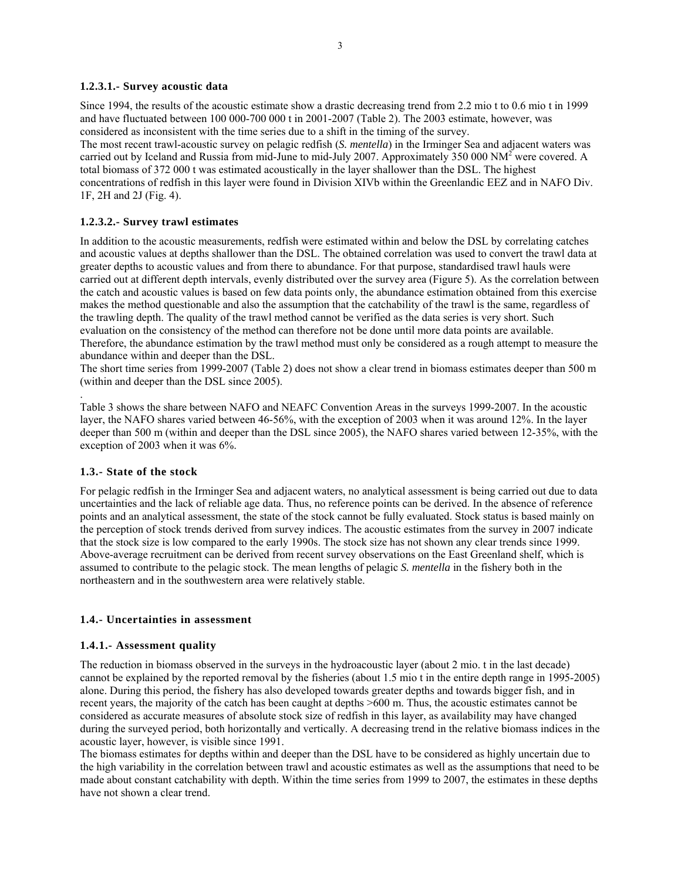#### 1.2.3.1.- Survey acoustic data

Since 1994, the results of the acoustic estimate show a drastic decreasing trend from 2.2 mio t to 0.6 mio t in 1999 and have fluctuated between 100 000-700 000 t in 2001-2007 (Table 2). The 2003 estimate, however, was considered as inconsistent with the time series due to a shift in the timing of the survey.

The most recent trawl-acoustic survey on pelagic redfish (*S. mentella*) in the Irminger Sea and adjacent waters was carried out by Iceland and Russia from mid-June to mid-July 2007. Approximately 350 000 $NM^2$ were covered. A total biomass of 372 000 t was estimated acoustically in the layer shallower than the DSL. The highest concentrations of redfish in this layer were found in Division XIVb within the Greenlandic EEZ and in NAFO Div. 1F, 2H and 2J (Fig. 4).

#### 1.2.3.2.- Survey trawl estimates

In addition to the acoustic measurements, redfish were estimated within and below the DSL by correlating catches and acoustic values at depths shallower than the DSL. The obtained correlation was used to convert the trawl data at greater depths to acoustic values and from there to abundance. For that purpose, standardised trawl hauls were carried out at different depth intervals, evenly distributed over the survey area (Figure 5). As the correlation between the catch and acoustic values is based on few data points only, the abundance estimation obtained from this exercise makes the method questionable and also the assumption that the catchability of the trawl is the same, regardless of the trawling depth. The quality of the trawl method cannot be verified as the data series is very short. Such evaluation on the consistency of the method can therefore not be done until more data points are available. Therefore, the abundance estimation by the trawl method must only be considered as a rough attempt to measure the abundance within and deeper than the DSL.

The short time series from 1999-2007 (Table 2) does not show a clear trend in biomass estimates deeper than 500 m (within and deeper than the DSL since 2005).

Table 3 shows the share between NAFO and NEAFC Convention Areas in the surveys 1999-2007. In the acoustic layer, the NAFO shares varied between 46-56%, with the exception of 2003 when it was around 12%. In the layer deeper than 500 m (within and deeper than the DSL since 2005), the NAFO shares varied between 12-35%, with the exception of 2003 when it was 6%.

### 1.3.- State of the stock

For pelagic redfish in the Irminger Sea and adjacent waters, no analytical assessment is being carried out due to data uncertainties and the lack of reliable age data. Thus, no reference points can be derived. In the absence of reference points and an analytical assessment, the state of the stock cannot be fully evaluated. Stock status is based mainly on the perception of stock trends derived from survey indices. The acoustic estimates from the survey in 2007 indicate that the stock size is low compared to the early 1990s. The stock size has not shown any clear trends since 1999. Above-average recruitment can be derived from recent survey observations on the East Greenland shelf, which is assumed to contribute to the pelagic stock. The mean lengths of pelagic *S. mentella* in the fishery both in the northeastern and in the southwestern area were relatively stable.

### 1.4.- Uncertainties in assessment

#### 1.4.1.- Assessment quality

The reduction in biomass observed in the surveys in the hydroacoustic layer (about 2 mio. t in the last decade) cannot be explained by the reported removal by the fisheries (about 1.5 mio t in the entire depth range in 1995-2005) alone. During this period, the fishery has also developed towards greater depths and towards bigger fish, and in recent years, the majority of the catch has been caught at depths >600 m. Thus, the acoustic estimates cannot be considered as accurate measures of absolute stock size of redfish in this layer, as availability may have changed during the surveyed period, both horizontally and vertically. A decreasing trend in the relative biomass indices in the acoustic layer, however, is visible since 1991.

The biomass estimates for depths within and deeper than the DSL have to be considered as highly uncertain due to the high variability in the correlation between trawl and acoustic estimates as well as the assumptions that need to be made about constant catchability with depth. Within the time series from 1999 to 2007, the estimates in these depths have not shown a clear trend.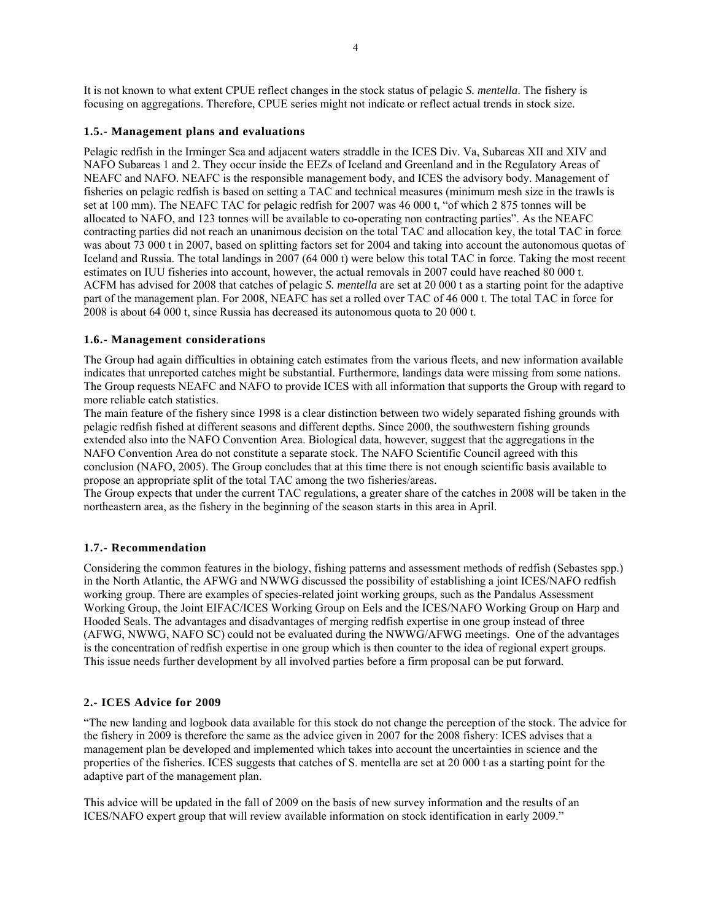It is not known to what extent CPUE reflect changes in the stock status of pelagic *S. mentella*. The fishery is focusing on aggregations. Therefore, CPUE series might not indicate or reflect actual trends in stock size.

### 1.5.- Management plans and evaluations

Pelagic redfish in the Irminger Sea and adjacent waters straddle in the ICES Div. Va, Subareas XII and XIV and NAFO Subareas 1 and 2. They occur inside the EEZs of Iceland and Greenland and in the Regulatory Areas of NEAFC and NAFO. NEAFC is the responsible management body, and ICES the advisory body. Management of fisheries on pelagic redfish is based on setting a TAC and technical measures (minimum mesh size in the trawls is set at 100 mm). The NEAFC TAC for pelagic redfish for 2007 was 46 000 t, "of which 2 875 tonnes will be allocated to NAFO, and 123 tonnes will be available to co-operating non contracting parties". As the NEAFC contracting parties did not reach an unanimous decision on the total TAC and allocation key, the total TAC in force was about 73 000 t in 2007, based on splitting factors set for 2004 and taking into account the autonomous quotas of Iceland and Russia. The total landings in 2007 (64 000 t) were below this total TAC in force. Taking the most recent estimates on IUU fisheries into account, however, the actual removals in 2007 could have reached 80 000 t. ACFM has advised for 2008 that catches of pelagic *S. mentella* are set at 20 000 t as a starting point for the adaptive part of the management plan. For 2008, NEAFC has set a rolled over TAC of 46 000 t. The total TAC in force for 2008 is about 64 000 t, since Russia has decreased its autonomous quota to 20 000 t.

### 1.6.- Management considerations

The Group had again difficulties in obtaining catch estimates from the various fleets, and new information available indicates that unreported catches might be substantial. Furthermore, landings data were missing from some nations. The Group requests NEAFC and NAFO to provide ICES with all information that supports the Group with regard to more reliable catch statistics.

The main feature of the fishery since 1998 is a clear distinction between two widely separated fishing grounds with pelagic redfish fished at different seasons and different depths. Since 2000, the southwestern fishing grounds extended also into the NAFO Convention Area. Biological data, however, suggest that the aggregations in the NAFO Convention Area do not constitute a separate stock. The NAFO Scientific Council agreed with this conclusion (NAFO, 2005). The Group concludes that at this time there is not enough scientific basis available to propose an appropriate split of the total TAC among the two fisheries/areas.

The Group expects that under the current TAC regulations, a greater share of the catches in 2008 will be taken in the northeastern area, as the fishery in the beginning of the season starts in this area in April.

### 1.7.- Recommendation

Considering the common features in the biology, fishing patterns and assessment methods of redfish (Sebastes spp.) in the North Atlantic, the AFWG and NWWG discussed the possibility of establishing a joint ICES/NAFO redfish working group. There are examples of species-related joint working groups, such as the Pandalus Assessment Working Group, the Joint EIFAC/ICES Working Group on Eels and the ICES/NAFO Working Group on Harp and Hooded Seals. The advantages and disadvantages of merging redfish expertise in one group instead of three (AFWG, NWWG, NAFO SC) could not be evaluated during the NWWG/AFWG meetings. One of the advantages is the concentration of redfish expertise in one group which is then counter to the idea of regional expert groups. This issue needs further development by all involved parties before a firm proposal can be put forward.

## 2.- ICES Advice for 2009

"The new landing and logbook data available for this stock do not change the perception of the stock. The advice for the fishery in 2009 is therefore the same as the advice given in 2007 for the 2008 fishery: ICES advises that a management plan be developed and implemented which takes into account the uncertainties in science and the properties of the fisheries. ICES suggests that catches of S. mentella are set at 20 000 t as a starting point for the adaptive part of the management plan.

This advice will be updated in the fall of 2009 on the basis of new survey information and the results of an ICES/NAFO expert group that will review available information on stock identification in early 2009."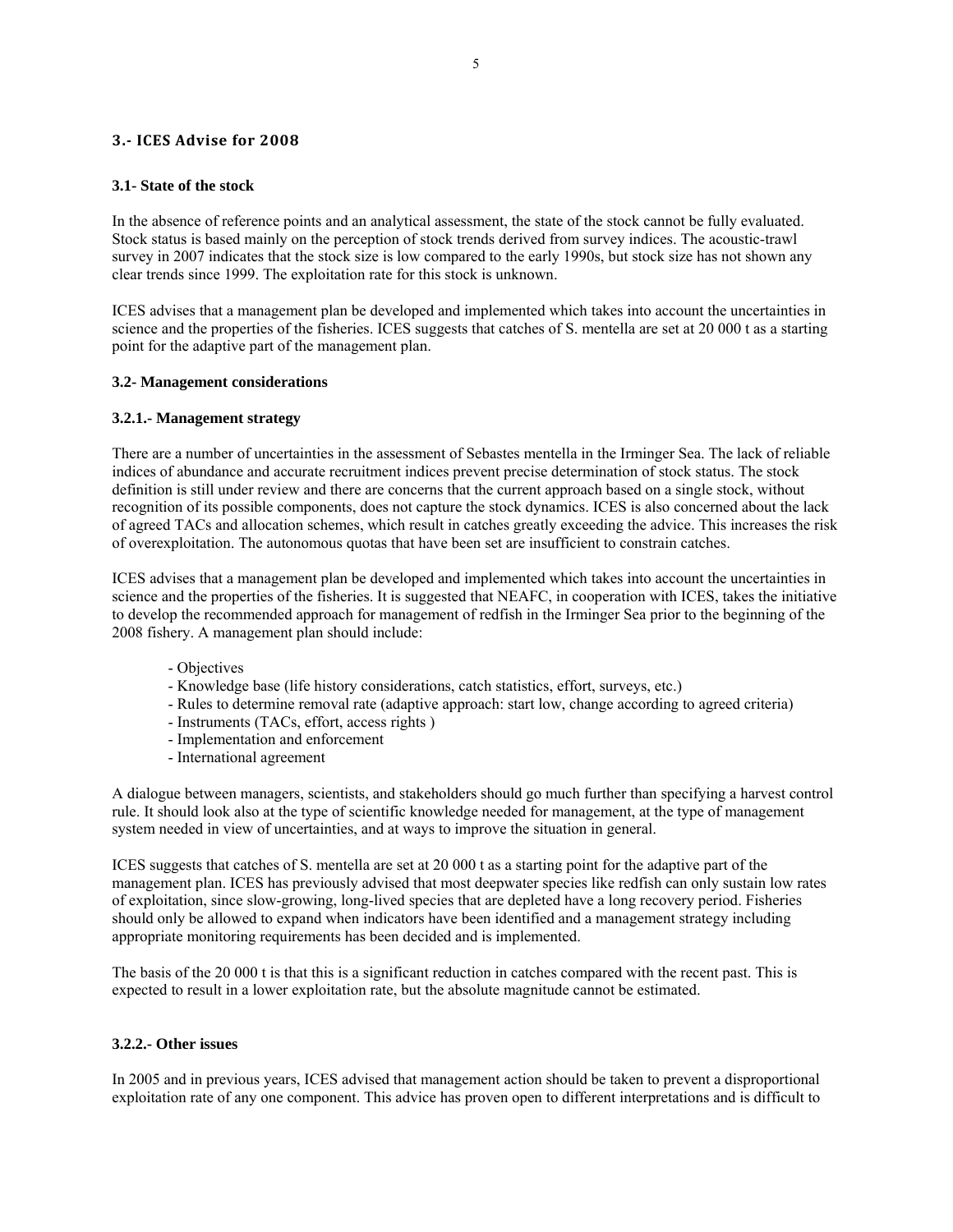## 3.- ICES Advise for 2008

### 3.1- State of the stock

In the absence of reference points and an analytical assessment, the state of the stock cannot be fully evaluated. Stock status is based mainly on the perception of stock trends derived from survey indices. The acoustic-trawl survey in 2007 indicates that the stock size is low compared to the early 1990s, but stock size has not shown any clear trends since 1999. The exploitation rate for this stock is unknown.

ICES advises that a management plan be developed and implemented which takes into account the uncertainties in science and the properties of the fisheries. ICES suggests that catches of S. mentella are set at 20 000 t as a starting point for the adaptive part of the management plan.

### 3.2- Management considerations

#### 3.2.1.- Management strategy

There are a number of uncertainties in the assessment of Sebastes mentella in the Irminger Sea. The lack of reliable indices of abundance and accurate recruitment indices prevent precise determination of stock status. The stock definition is still under review and there are concerns that the current approach based on a single stock, without recognition of its possible components, does not capture the stock dynamics. ICES is also concerned about the lack of agreed TACs and allocation schemes, which result in catches greatly exceeding the advice. This increases the risk of overexploitation. The autonomous quotas that have been set are insufficient to constrain catches.

ICES advises that a management plan be developed and implemented which takes into account the uncertainties in science and the properties of the fisheries. It is suggested that NEAFC, in cooperation with ICES, takes the initiative to develop the recommended approach for management of redfish in the Irminger Sea prior to the beginning of the 2008 fishery. A management plan should include:

- Objectives
- Knowledge base (life history considerations, catch statistics, effort, surveys, etc.)
- Rules to determine removal rate (adaptive approach: start low, change according to agreed criteria)
- Instruments (TACs, effort, access rights )
- Implementation and enforcement
- International agreement

A dialogue between managers, scientists, and stakeholders should go much further than specifying a harvest control rule. It should look also at the type of scientific knowledge needed for management, at the type of management system needed in view of uncertainties, and at ways to improve the situation in general.

ICES suggests that catches of S. mentella are set at 20 000 t as a starting point for the adaptive part of the management plan. ICES has previously advised that most deepwater species like redfish can only sustain low rates of exploitation, since slow-growing, long-lived species that are depleted have a long recovery period. Fisheries should only be allowed to expand when indicators have been identified and a management strategy including appropriate monitoring requirements has been decided and is implemented.

The basis of the 20 000 t is that this is a significant reduction in catches compared with the recent past. This is expected to result in a lower exploitation rate, but the absolute magnitude cannot be estimated.

#### 3.2.2.- Other issues

In 2005 and in previous years, ICES advised that management action should be taken to prevent a disproportional exploitation rate of any one component. This advice has proven open to different interpretations and is difficult to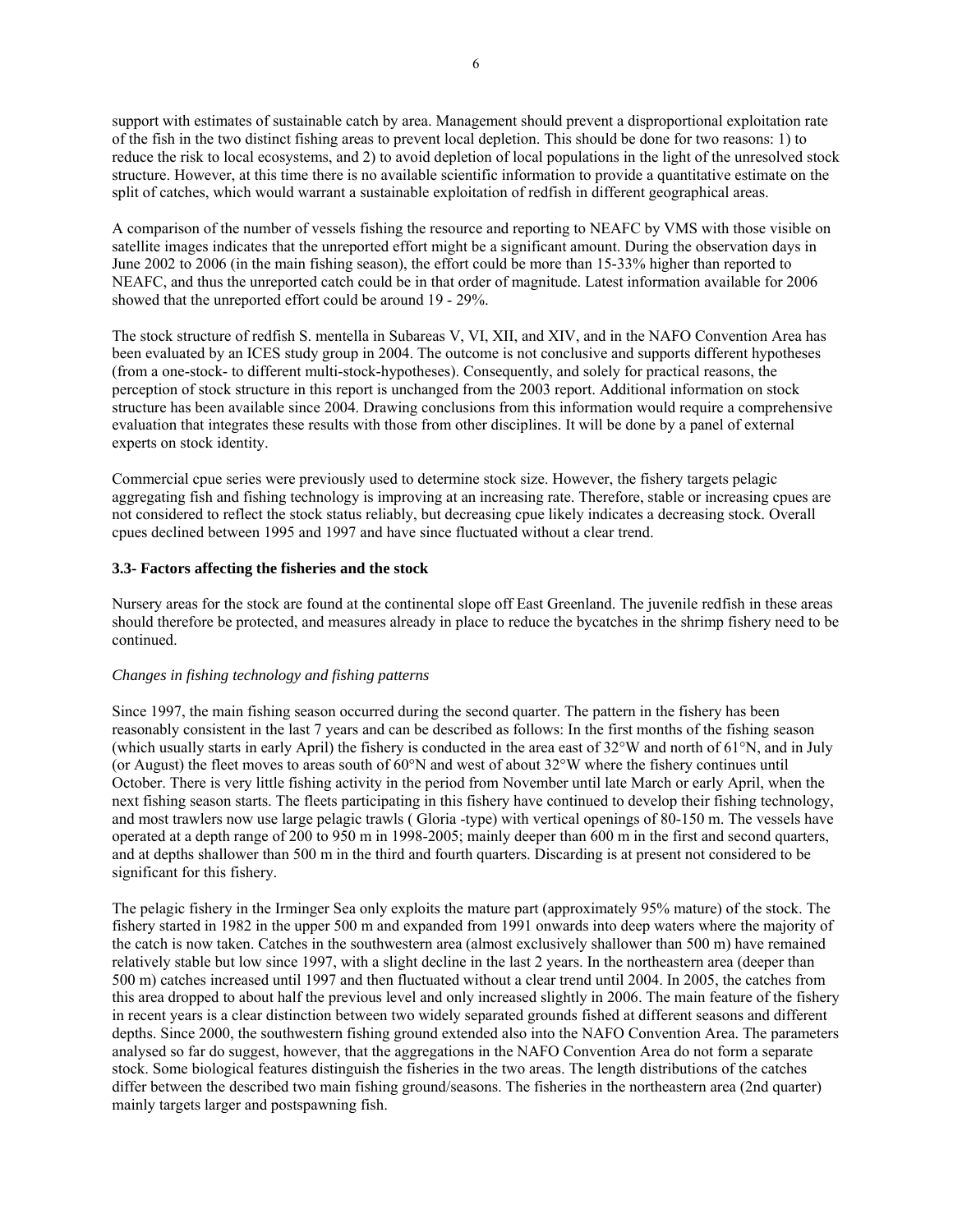support with estimates of sustainable catch by area. Management should prevent a disproportional exploitation rate of the fish in the two distinct fishing areas to prevent local depletion. This should be done for two reasons: 1) to reduce the risk to local ecosystems, and 2) to avoid depletion of local populations in the light of the unresolved stock structure. However, at this time there is no available scientific information to provide a quantitative estimate on the split of catches, which would warrant a sustainable exploitation of redfish in different geographical areas.

A comparison of the number of vessels fishing the resource and reporting to NEAFC by VMS with those visible on satellite images indicates that the unreported effort might be a significant amount. During the observation days in June 2002 to 2006 (in the main fishing season), the effort could be more than 15-33% higher than reported to NEAFC, and thus the unreported catch could be in that order of magnitude. Latest information available for 2006 showed that the unreported effort could be around 19 - 29%.

The stock structure of redfish S. mentella in Subareas V, VI, XII, and XIV, and in the NAFO Convention Area has been evaluated by an ICES study group in 2004. The outcome is not conclusive and supports different hypotheses (from a one-stock- to different multi-stock-hypotheses). Consequently, and solely for practical reasons, the perception of stock structure in this report is unchanged from the 2003 report. Additional information on stock structure has been available since 2004. Drawing conclusions from this information would require a comprehensive evaluation that integrates these results with those from other disciplines. It will be done by a panel of external experts on stock identity.

Commercial cpue series were previously used to determine stock size. However, the fishery targets pelagic aggregating fish and fishing technology is improving at an increasing rate. Therefore, stable or increasing cpues are not considered to reflect the stock status reliably, but decreasing cpue likely indicates a decreasing stock. Overall cpues declined between 1995 and 1997 and have since fluctuated without a clear trend.

### 3.3- Factors affecting the fisheries and the stock

Nursery areas for the stock are found at the continental slope off East Greenland. The juvenile redfish in these areas should therefore be protected, and measures already in place to reduce the bycatches in the shrimp fishery need to be continued.

*Changes in fishing technology and fishing patterns*

Since 1997, the main fishing season occurred during the second quarter. The pattern in the fishery has been reasonably consistent in the last 7 years and can be described as follows: In the first months of the fishing season (which usually starts in early April) the fishery is conducted in the area east of 32°W and north of 61°N, and in July (or August) the fleet moves to areas south of 60°N and west of about 32°W where the fishery continues until October. There is very little fishing activity in the period from November until late March or early April, when the next fishing season starts. The fleets participating in this fishery have continued to develop their fishing technology, and most trawlers now use large pelagic trawls ( Gloria -type) with vertical openings of 80-150 m. The vessels have operated at a depth range of 200 to 950 m in 1998-2005; mainly deeper than 600 m in the first and second quarters, and at depths shallower than 500 m in the third and fourth quarters. Discarding is at present not considered to be significant for this fishery.

The pelagic fishery in the Irminger Sea only exploits the mature part (approximately 95% mature) of the stock. The fishery started in 1982 in the upper 500 m and expanded from 1991 onwards into deep waters where the majority of the catch is now taken. Catches in the southwestern area (almost exclusively shallower than 500 m) have remained relatively stable but low since 1997, with a slight decline in the last 2 years. In the northeastern area (deeper than 500 m) catches increased until 1997 and then fluctuated without a clear trend until 2004. In 2005, the catches from this area dropped to about half the previous level and only increased slightly in 2006. The main feature of the fishery in recent years is a clear distinction between two widely separated grounds fished at different seasons and different depths. Since 2000, the southwestern fishing ground extended also into the NAFO Convention Area. The parameters analysed so far do suggest, however, that the aggregations in the NAFO Convention Area do not form a separate stock. Some biological features distinguish the fisheries in the two areas. The length distributions of the catches differ between the described two main fishing ground/seasons. The fisheries in the northeastern area (2nd quarter) mainly targets larger and postspawning fish.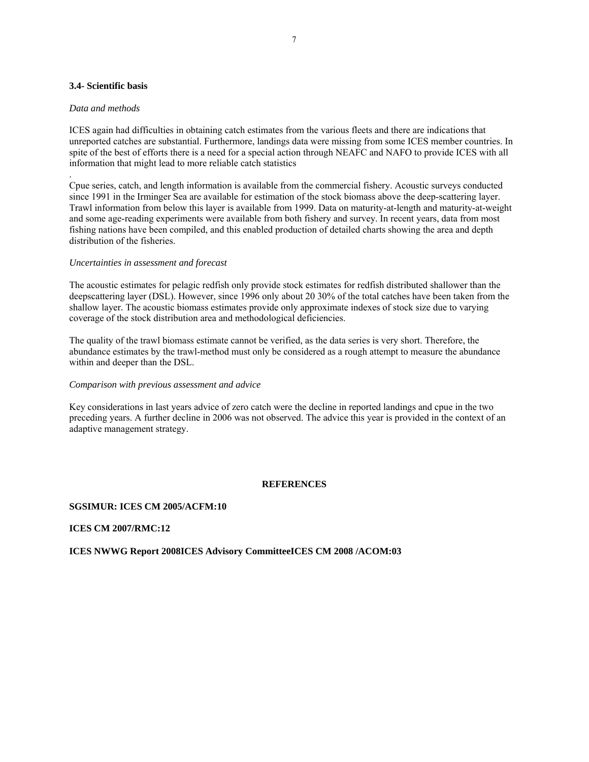### 3.4- Scientific basis

*Data and methods*

ICES again had difficulties in obtaining catch estimates from the various fleets and there are indications that unreported catches are substantial. Furthermore, landings data were missing from some ICES member countries. In spite of the best of efforts there is a need for a special action through NEAFC and NAFO to provide ICES with all information that might lead to more reliable catch statistics

.

Cpue series, catch, and length information is available from the commercial fishery. Acoustic surveys conducted since 1991 in the Irminger Sea are available for estimation of the stock biomass above the deep-scattering layer. Trawl information from below this layer is available from 1999. Data on maturity-at-length and maturity-at-weight and some age-reading experiments were available from both fishery and survey. In recent years, data from most fishing nations have been compiled, and this enabled production of detailed charts showing the area and depth distribution of the fisheries.

*Uncertainties in assessment and forecast*

The acoustic estimates for pelagic redfish only provide stock estimates for redfish distributed shallower than the deepscattering layer (DSL). However, since 1996 only about 20 30% of the total catches have been taken from the shallow layer. The acoustic biomass estimates provide only approximate indexes of stock size due to varying coverage of the stock distribution area and methodological deficiencies.

The quality of the trawl biomass estimate cannot be verified, as the data series is very short. Therefore, the abundance estimates by the trawl-method must only be considered as a rough attempt to measure the abundance within and deeper than the DSL.

*Comparison with previous assessment and advice*

Key considerations in last years advice of zero catch were the decline in reported landings and cpue in the two preceding years. A further decline in 2006 was not observed. The advice this year is provided in the context of an adaptive management strategy.

## REFERENCES

**SGSIMUR: ICES CM 2005/ACFM:10**

**ICES CM 2007/RMC:12**

**ICES NWWG Report 2008ICES Advisory CommitteeICES CM 2008 /ACOM:03**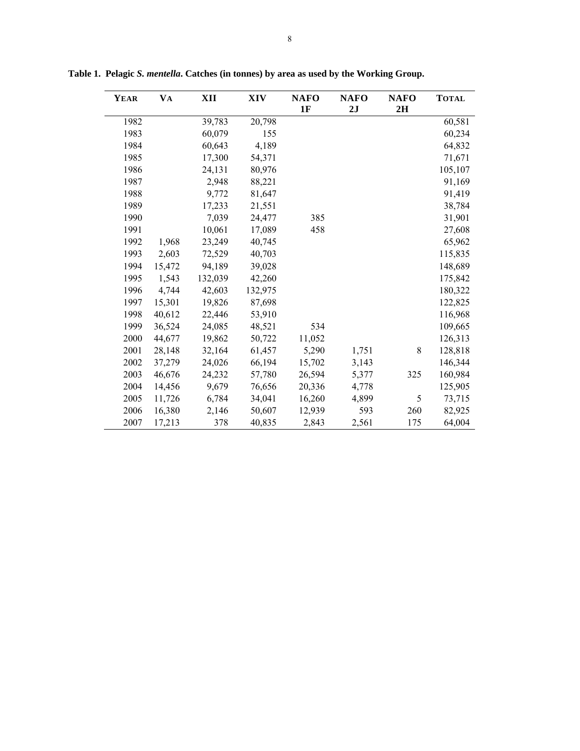**Table 1. Pelagic *S. mentella*. Catches (in tonnes) by area as used by the Working Group.**

| YEAR | VA | XII | XIV | NAFO 1F | NAFO 2J | NAFO 2H | TOTAL |
|---|---|---|---|---|---|---|---|
| 1982 | | 39,783 | 20,798 | | | | 60,581 |
| 1983 | | 60,079 | 155 | | | | 60,234 |
| 1984 | | 60,643 | 4,189 | | | | 64,832 |
| 1985 | | 17,300 | 54,371 | | | | 71,671 |
| 1986 | | 24,131 | 80,976 | | | | 105,107 |
| 1987 | | 2,948 | 88,221 | | | | 91,169 |
| 1988 | | 9,772 | 81,647 | | | | 91,419 |
| 1989 | | 17,233 | 21,551 | | | | 38,784 |
| 1990 | | 7,039 | 24,477 | 385 | | | 31,901 |
| 1991 | | 10,061 | 17,089 | 458 | | | 27,608 |
| 1992 | 1,968 | 23,249 | 40,745 | | | | 65,962 |
| 1993 | 2,603 | 72,529 | 40,703 | | | | 115,835 |
| 1994 | 15,472 | 94,189 | 39,028 | | | | 148,689 |
| 1995 | 1,543 | 132,039 | 42,260 | | | | 175,842 |
| 1996 | 4,744 | 42,603 | 132,975 | | | | 180,322 |
| 1997 | 15,301 | 19,826 | 87,698 | | | | 122,825 |
| 1998 | 40,612 | 22,446 | 53,910 | | | | 116,968 |
| 1999 | 36,524 | 24,085 | 48,521 | 534 | | | 109,665 |
| 2000 | 44,677 | 19,862 | 50,722 | 11,052 | | | 126,313 |
| 2001 | 28,148 | 32,164 | 61,457 | 5,290 | 1,751 | 8 | 128,818 |
| 2002 | 37,279 | 24,026 | 66,194 | 15,702 | 3,143 | | 146,344 |
| 2003 | 46,676 | 24,232 | 57,780 | 26,594 | 5,377 | 325 | 160,984 |
| 2004 | 14,456 | 9,679 | 76,656 | 20,336 | 4,778 | | 125,905 |
| 2005 | 11,726 | 6,784 | 34,041 | 16,260 | 4,899 | 5 | 73,715 |
| 2006 | 16,380 | 2,146 | 50,607 | 12,939 | 593 | 260 | 82,925 |
| 2007 | 17,213 | 378 | 40,835 | 2,843 | 2,561 | 175 | 64,004 |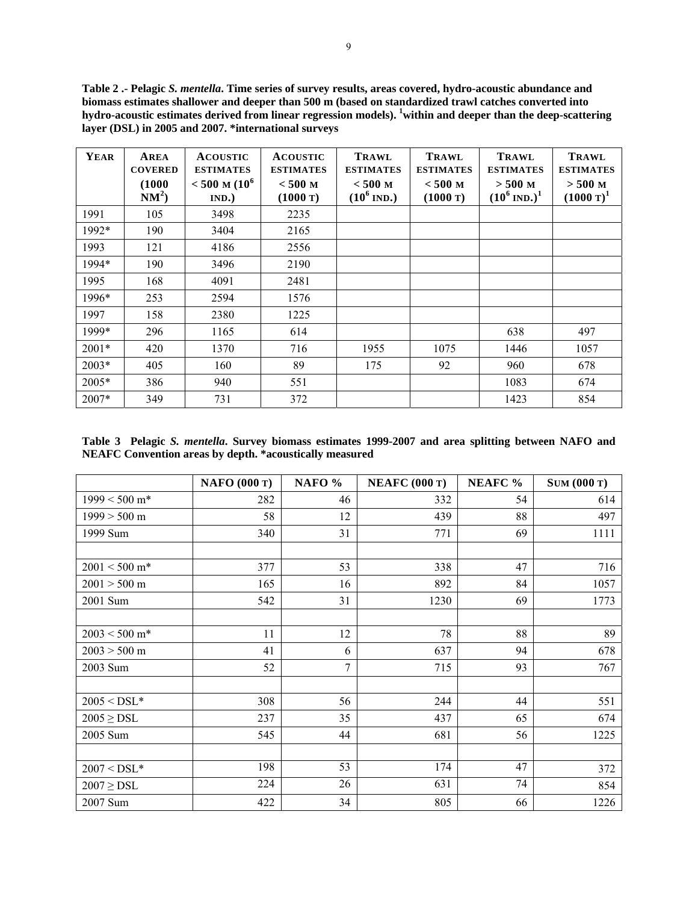**Table 2 .- Pelagic *S. mentella*. Time series of survey results, areas covered, hydro-acoustic abundance and biomass estimates shallower and deeper than 500 m (based on standardized trawl catches converted into hydro-acoustic estimates derived from linear regression models). [1]within and deeper than the deep-scattering layer (DSL) in 2005 and 2007. *international surveys**

| YEAR | AREA COVERED (1000 $NM^2$) | ACOUSTIC ESTIMATES < 500 M ($10^6$ IND.) | ACOUSTIC ESTIMATES < 500 M (1000 T) | TRAWL ESTIMATES < 500 M ($10^6$ IND.) | TRAWL ESTIMATES < 500 M (1000 T) | TRAWL ESTIMATES > 500 M ($10^6$ IND.)[1] | TRAWL ESTIMATES > 500 M (1000 T)[1] |
|---|---|---|---|---|---|---|---|
| 1991 | 105 | 3498 | 2235 | | | | |
| 1992* | 190 | 3404 | 2165 | | | | |
| 1993 | 121 | 4186 | 2556 | | | | |
| 1994* | 190 | 3496 | 2190 | | | | |
| 1995 | 168 | 4091 | 2481 | | | | |
| 1996* | 253 | 2594 | 1576 | | | | |
| 1997 | 158 | 2380 | 1225 | | | | |
| 1999* | 296 | 1165 | 614 | | | 638 | 497 |
| 2001* | 420 | 1370 | 716 | 1955 | 1075 | 1446 | 1057 |
| 2003* | 405 | 160 | 89 | 175 | 92 | 960 | 678 |
| 2005* | 386 | 940 | 551 | | | 1083 | 674 |
| 2007* | 349 | 731 | 372 | | | 1423 | 854 |

**Table 3 Pelagic *S. mentella*. Survey biomass estimates 1999-2007 and area splitting between NAFO and NEAFC Convention areas by depth. *acoustically measured**

| | NAFO (000 T) | NAFO % | NEAFC (000 T) | NEAFC % | SUM (000 T) |
|---|---|---|---|---|---|
| 1999 < 500 m* | 282 | 46 | 332 | 54 | 614 |
| 1999 > 500 m | 58 | 12 | 439 | 88 | 497 |
| 1999 Sum | 340 | 31 | 771 | 69 | 1111 |
| | | | | | |
| 2001 < 500 m* | 377 | 53 | 338 | 47 | 716 |
| 2001 > 500 m | 165 | 16 | 892 | 84 | 1057 |
| 2001 Sum | 542 | 31 | 1230 | 69 | 1773 |
| | | | | | |
| 2003 < 500 m* | 11 | 12 | 78 | 88 | 89 |
| 2003 > 500 m | 41 | 6 | 637 | 94 | 678 |
| 2003 Sum | 52 | 7 | 715 | 93 | 767 |
| | | | | | |
| 2005 < DSL* | 308 | 56 | 244 | 44 | 551 |
| 2005 ≥ DSL | 237 | 35 | 437 | 65 | 674 |
| 2005 Sum | 545 | 44 | 681 | 56 | 1225 |
| | | | | | |
| 2007 < DSL* | 198 | 53 | 174 | 47 | 372 |
| 2007 ≥ DSL | 224 | 26 | 631 | 74 | 854 |
| 2007 Sum | 422 | 34 | 805 | 66 | 1226 |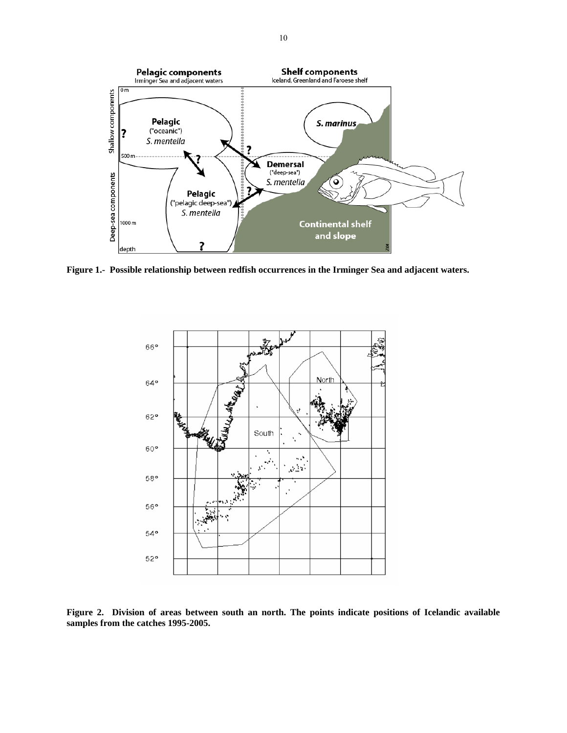**Figure 1.- Possible relationship between redfish occurrences in the Irminger Sea and adjacent waters.**

**Figure 2. Division of areas between south an north. The points indicate positions of Icelandic available samples from the catches 1995-2005.**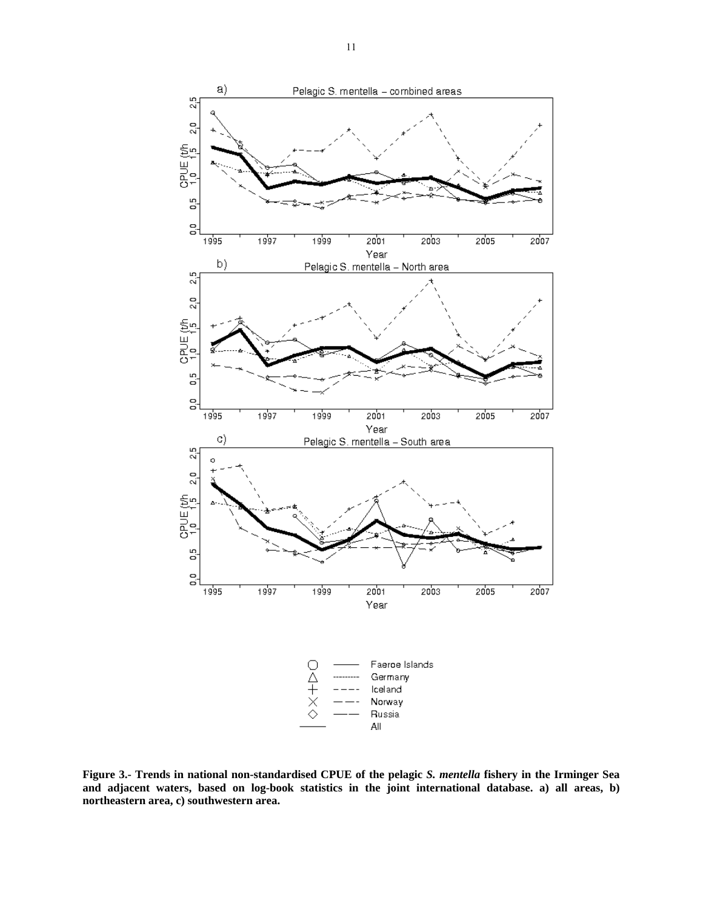**Figure 3.- Trends in national non-standardised CPUE of the pelagic *S. mentella* fishery in the Irminger Sea and adjacent waters, based on log-book statistics in the joint international database. a) all areas, b) northeastern area, c) southwestern area.**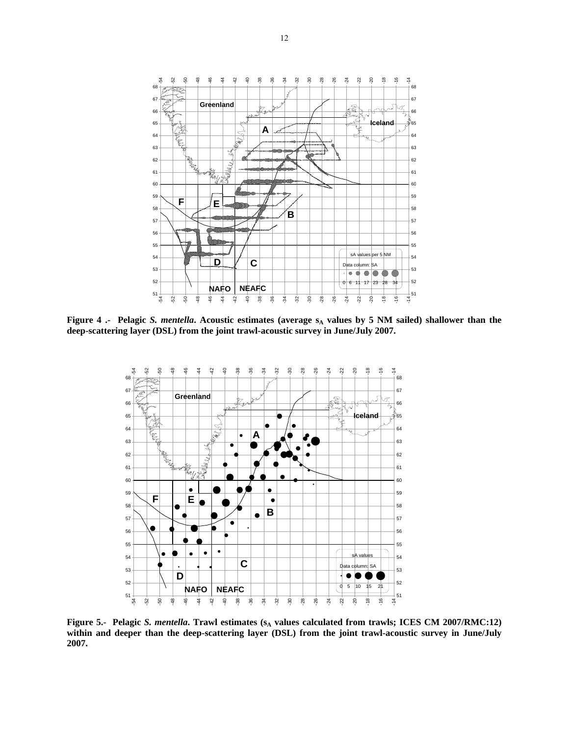-54 -52 -50 -48 -46 -44 -42 -40 -38 -36 -34 -32 -30 -28 -26 -24 -22 -20 -18 -16 -14

68 67 66 65 64 63 62 61 60 59 58 57 56 55 54 53 52 51

Greenland

Iceland

A

B

C

D

E

F

NAFO NEAFC

sA values per 5 NM

Data column: SA

0 6 11 17 23 28 34

**Figure 4 .- Pelagic *S. mentella*. Acoustic estimates (average $s_A$ values by 5 NM sailed) shallower than the deep-scattering layer (DSL) from the joint trawl-acoustic survey in June/July 2007.**

-54 -52 -50 -48 -46 -44 -42 -40 -38 -36 -34 -32 -30 -28 -26 -24 -22 -20 -18 -16 -14

68 67 66 65 64 63 62 61 60 59 58 57 56 55 54 53 52 51

Greenland

Iceland

A

B

C

D

E

F

NAFO NEAFC

sA values

Data column: SA

0 5 10 15 21

**Figure 5.- Pelagic *S. mentella*. Trawl estimates ($s_A$ values calculated from trawls; ICES CM 2007/RMC:12) within and deeper than the deep-scattering layer (DSL) from the joint trawl-acoustic survey in June/July 2007.**